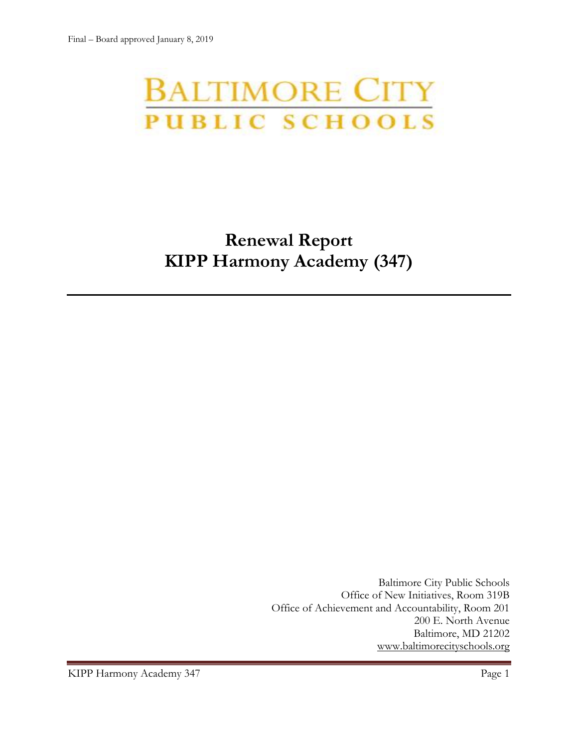Final – Board approved January 8, 2019

BALTIMORE CITY
PUBLIC SCHOOLS

# Renewal Report
# KIPP Harmony Academy (347)

Baltimore City Public Schools
Office of New Initiatives, Room 319B
Office of Achievement and Accountability, Room 201
200 E. North Avenue
Baltimore, MD 21202
www.baltimorecityschools.org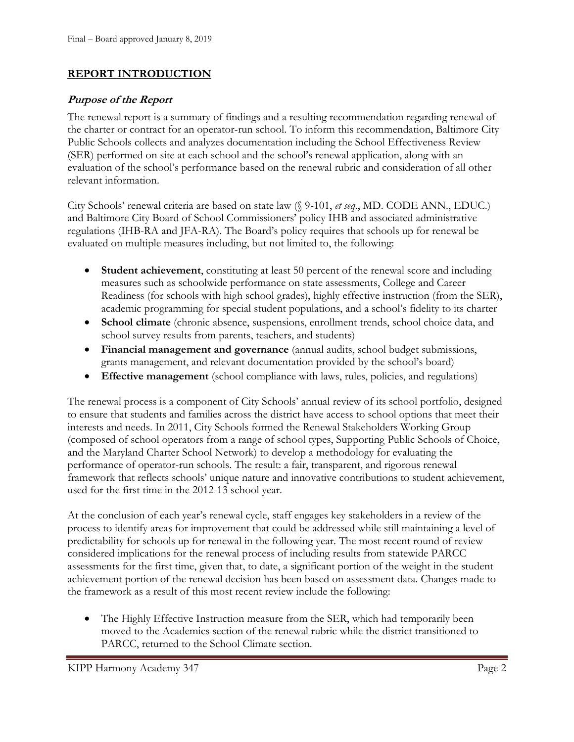## REPORT INTRODUCTION

### *Purpose of the Report*

The renewal report is a summary of findings and a resulting recommendation regarding renewal of the charter or contract for an operator-run school. To inform this recommendation, Baltimore City Public Schools collects and analyzes documentation including the School Effectiveness Review (SER) performed on site at each school and the school's renewal application, along with an evaluation of the school's performance based on the renewal rubric and consideration of all other relevant information.

City Schools' renewal criteria are based on state law (§ 9-101, *et seq*., MD. CODE ANN., EDUC.) and Baltimore City Board of School Commissioners' policy IHB and associated administrative regulations (IHB-RA and JFA-RA). The Board's policy requires that schools up for renewal be evaluated on multiple measures including, but not limited to, the following:

- **Student achievement**, constituting at least 50 percent of the renewal score and including measures such as schoolwide performance on state assessments, College and Career Readiness (for schools with high school grades), highly effective instruction (from the SER), academic programming for special student populations, and a school's fidelity to its charter
- **School climate** (chronic absence, suspensions, enrollment trends, school choice data, and school survey results from parents, teachers, and students)
- **Financial management and governance** (annual audits, school budget submissions, grants management, and relevant documentation provided by the school's board)
- **Effective management** (school compliance with laws, rules, policies, and regulations)

The renewal process is a component of City Schools' annual review of its school portfolio, designed to ensure that students and families across the district have access to school options that meet their interests and needs. In 2011, City Schools formed the Renewal Stakeholders Working Group (composed of school operators from a range of school types, Supporting Public Schools of Choice, and the Maryland Charter School Network) to develop a methodology for evaluating the performance of operator-run schools. The result: a fair, transparent, and rigorous renewal framework that reflects schools' unique nature and innovative contributions to student achievement, used for the first time in the 2012-13 school year.

At the conclusion of each year's renewal cycle, staff engages key stakeholders in a review of the process to identify areas for improvement that could be addressed while still maintaining a level of predictability for schools up for renewal in the following year. The most recent round of review considered implications for the renewal process of including results from statewide PARCC assessments for the first time, given that, to date, a significant portion of the weight in the student achievement portion of the renewal decision has been based on assessment data. Changes made to the framework as a result of this most recent review include the following:

- The Highly Effective Instruction measure from the SER, which had temporarily been moved to the Academics section of the renewal rubric while the district transitioned to PARCC, returned to the School Climate section.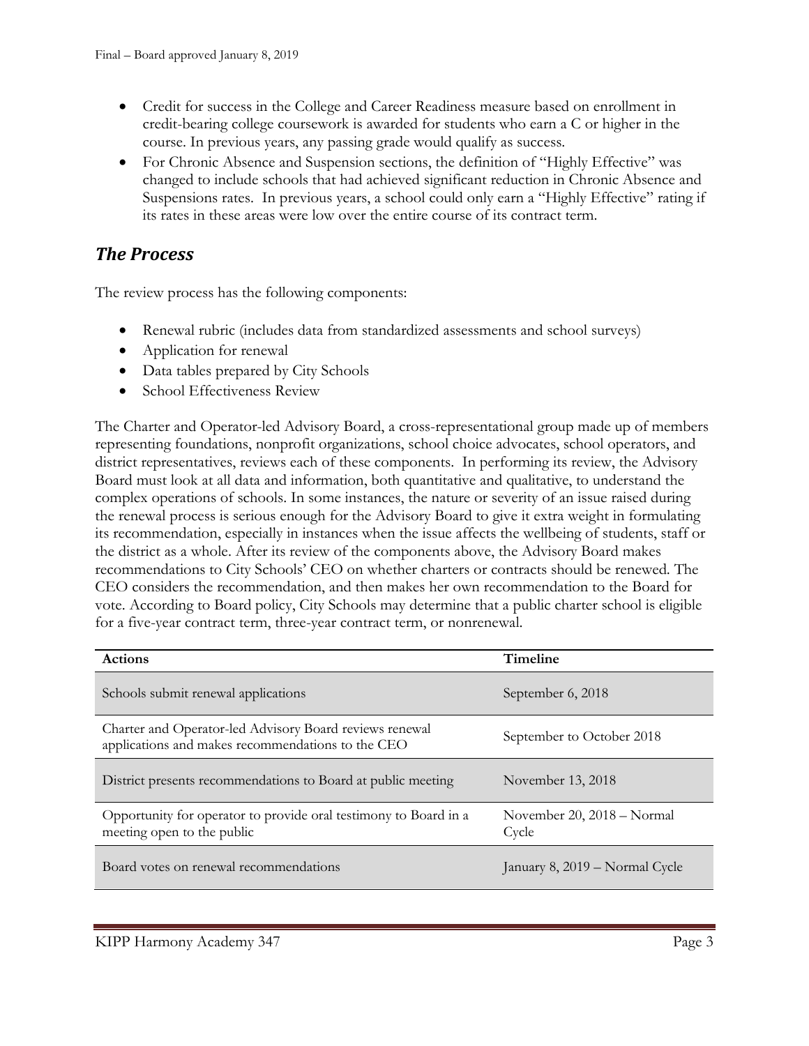- Credit for success in the College and Career Readiness measure based on enrollment in credit-bearing college coursework is awarded for students who earn a C or higher in the course. In previous years, any passing grade would qualify as success.
- For Chronic Absence and Suspension sections, the definition of "Highly Effective" was changed to include schools that had achieved significant reduction in Chronic Absence and Suspensions rates. In previous years, a school could only earn a "Highly Effective" rating if its rates in these areas were low over the entire course of its contract term.

## *The Process*

The review process has the following components:

- Renewal rubric (includes data from standardized assessments and school surveys)
- Application for renewal
- Data tables prepared by City Schools
- School Effectiveness Review

The Charter and Operator-led Advisory Board, a cross-representational group made up of members representing foundations, nonprofit organizations, school choice advocates, school operators, and district representatives, reviews each of these components. In performing its review, the Advisory Board must look at all data and information, both quantitative and qualitative, to understand the complex operations of schools. In some instances, the nature or severity of an issue raised during the renewal process is serious enough for the Advisory Board to give it extra weight in formulating its recommendation, especially in instances when the issue affects the wellbeing of students, staff or the district as a whole. After its review of the components above, the Advisory Board makes recommendations to City Schools' CEO on whether charters or contracts should be renewed. The CEO considers the recommendation, and then makes her own recommendation to the Board for vote. According to Board policy, City Schools may determine that a public charter school is eligible for a five-year contract term, three-year contract term, or nonrenewal.

| Actions | Timeline |
|---|---|
| Schools submit renewal applications | September 6, 2018 |
| Charter and Operator-led Advisory Board reviews renewal applications and makes recommendations to the CEO | September to October 2018 |
| District presents recommendations to Board at public meeting | November 13, 2018 |
| Opportunity for operator to provide oral testimony to Board in a meeting open to the public | November 20, 2018 – Normal Cycle |
| Board votes on renewal recommendations | January 8, 2019 – Normal Cycle |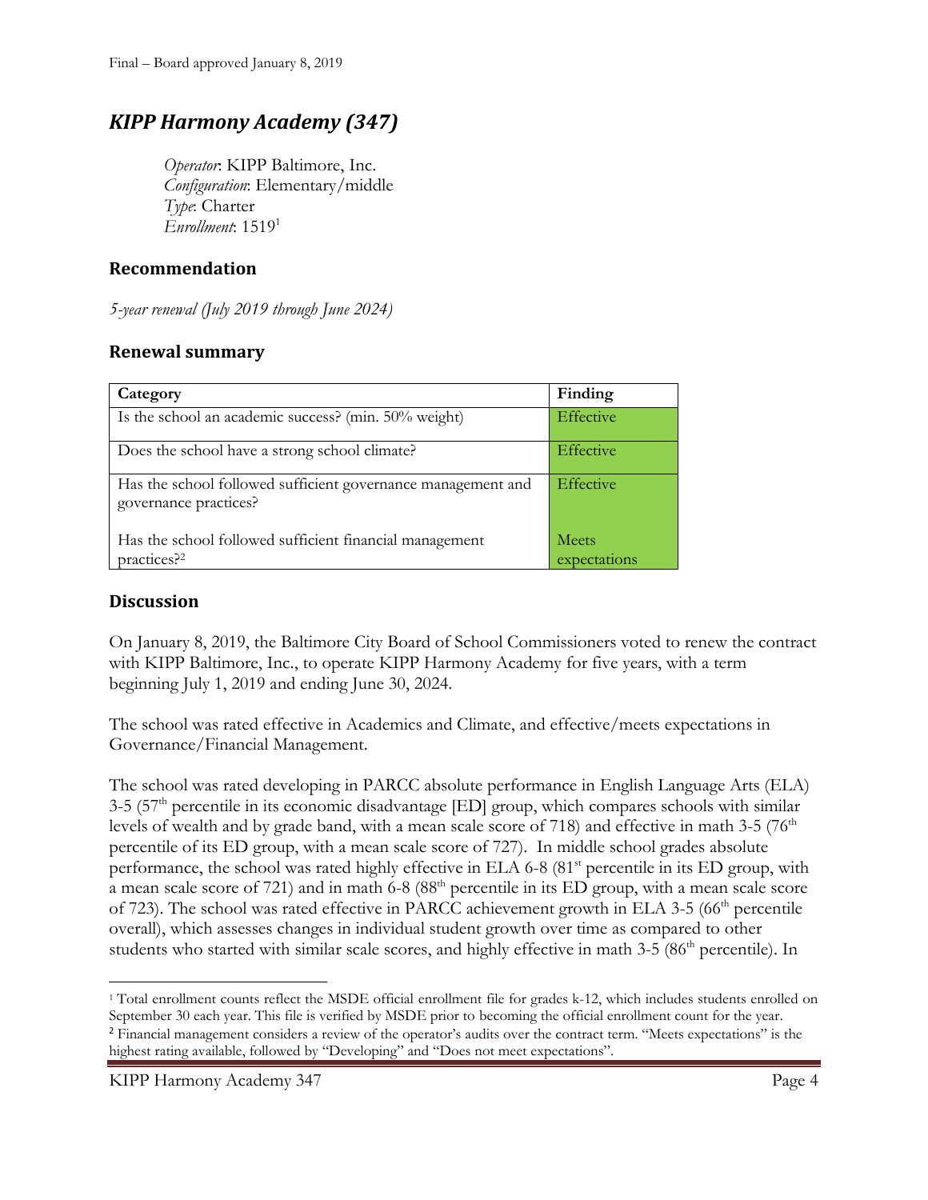Final – Board approved January 8, 2019

## KIPP Harmony Academy (347)

*Operator*: KIPP Baltimore, Inc.
*Configuration*: Elementary/middle
*Type*: Charter
*Enrollment*: 1519[1]

### Recommendation

*5-year renewal (July 2019 through June 2024)*

### Renewal summary

| Category | Finding |
|---|---|
| Is the school an academic success? (min. 50% weight) | Effective |
| Does the school have a strong school climate? | Effective |
| Has the school followed sufficient governance management and governance practices? | Effective |
| Has the school followed sufficient financial management practices?[2] | Meets expectations |

### Discussion

On January 8, 2019, the Baltimore City Board of School Commissioners voted to renew the contract with KIPP Baltimore, Inc., to operate KIPP Harmony Academy for five years, with a term beginning July 1, 2019 and ending June 30, 2024.

The school was rated effective in Academics and Climate, and effective/meets expectations in Governance/Financial Management.

The school was rated developing in PARCC absolute performance in English Language Arts (ELA) 3-5 (57th percentile in its economic disadvantage [ED] group, which compares schools with similar levels of wealth and by grade band, with a mean scale score of 718) and effective in math 3-5 (76th percentile of its ED group, with a mean scale score of 727). In middle school grades absolute performance, the school was rated highly effective in ELA 6-8 (81st percentile in its ED group, with a mean scale score of 721) and in math 6-8 (88th percentile in its ED group, with a mean scale score of 723). The school was rated effective in PARCC achievement growth in ELA 3-5 (66th percentile overall), which assesses changes in individual student growth over time as compared to other students who started with similar scale scores, and highly effective in math 3-5 (86th percentile). In

[1] Total enrollment counts reflect the MSDE official enrollment file for grades k-12, which includes students enrolled on September 30 each year. This file is verified by MSDE prior to becoming the official enrollment count for the year.
[2] Financial management considers a review of the operator's audits over the contract term. "Meets expectations" is the highest rating available, followed by "Developing" and "Does not meet expectations".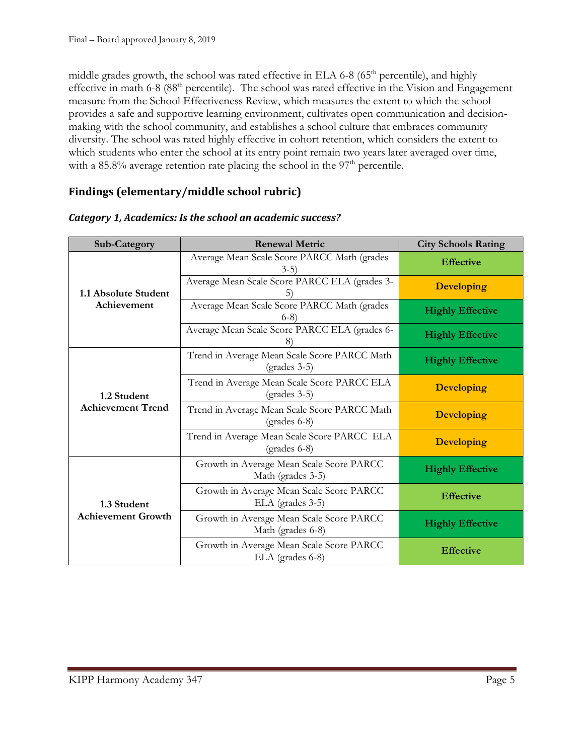middle grades growth, the school was rated effective in ELA 6-8 (65th percentile), and highly effective in math 6-8 (88th percentile). The school was rated effective in the Vision and Engagement measure from the School Effectiveness Review, which measures the extent to which the school provides a safe and supportive learning environment, cultivates open communication and decision-making with the school community, and establishes a school culture that embraces community diversity. The school was rated highly effective in cohort retention, which considers the extent to which students who enter the school at its entry point remain two years later averaged over time, with a 85.8% average retention rate placing the school in the 97th percentile.

## Findings (elementary/middle school rubric)

### *Category 1, Academics: Is the school an academic success?*

| Sub-Category | Renewal Metric | City Schools Rating |
|---|---|---|
| **1.1 Absolute Student Achievement** | Average Mean Scale Score PARCC Math (grades 3-5) | **Effective** |
| | Average Mean Scale Score PARCC ELA (grades 3-5) | **Developing** |
| | Average Mean Scale Score PARCC Math (grades 6-8) | **Highly Effective** |
| | Average Mean Scale Score PARCC ELA (grades 6-8) | **Highly Effective** |
| **1.2 Student Achievement Trend** | Trend in Average Mean Scale Score PARCC Math (grades 3-5) | **Highly Effective** |
| | Trend in Average Mean Scale Score PARCC ELA (grades 3-5) | **Developing** |
| | Trend in Average Mean Scale Score PARCC Math (grades 6-8) | **Developing** |
| | Trend in Average Mean Scale Score PARCC ELA (grades 6-8) | **Developing** |
| **1.3 Student Achievement Growth** | Growth in Average Mean Scale Score PARCC Math (grades 3-5) | **Highly Effective** |
| | Growth in Average Mean Scale Score PARCC ELA (grades 3-5) | **Effective** |
| | Growth in Average Mean Scale Score PARCC Math (grades 6-8) | **Highly Effective** |
| | Growth in Average Mean Scale Score PARCC ELA (grades 6-8) | **Effective** |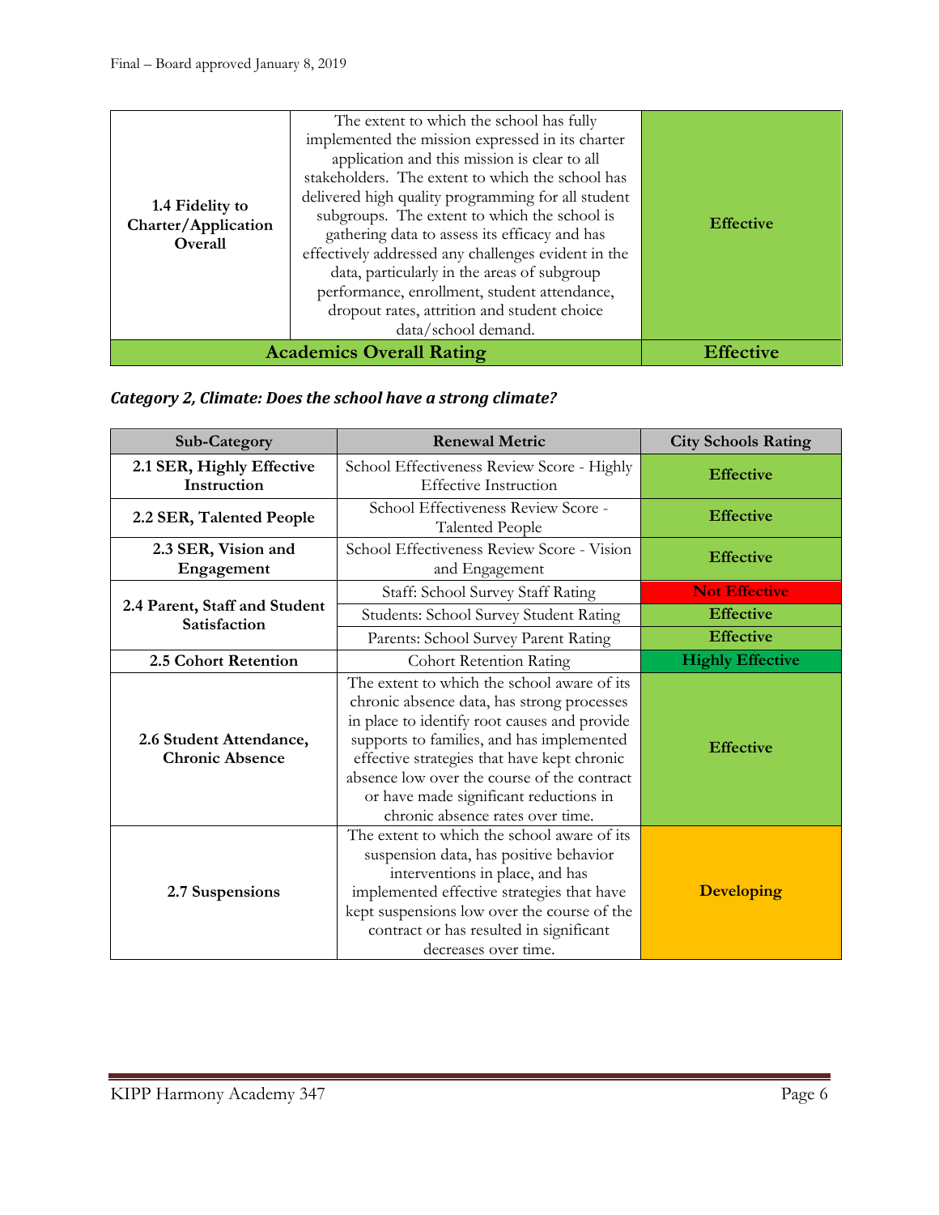| | | |
|---|---|---|
| **1.4 Fidelity to Charter/Application Overall** | The extent to which the school has fully implemented the mission expressed in its charter application and this mission is clear to all stakeholders. The extent to which the school has delivered high quality programming for all student subgroups. The extent to which the school is gathering data to assess its efficacy and has effectively addressed any challenges evident in the data, particularly in the areas of subgroup performance, enrollment, student attendance, dropout rates, attrition and student choice data/school demand. | **Effective** |
| **Academics Overall Rating** | | **Effective** |

***Category 2, Climate: Does the school have a strong climate?***

| Sub-Category | Renewal Metric | City Schools Rating |
|---|---|---|
| **2.1 SER, Highly Effective Instruction** | School Effectiveness Review Score - Highly Effective Instruction | **Effective** |
| **2.2 SER, Talented People** | School Effectiveness Review Score - Talented People | **Effective** |
| **2.3 SER, Vision and Engagement** | School Effectiveness Review Score - Vision and Engagement | **Effective** |
| **2.4 Parent, Staff and Student Satisfaction** | Staff: School Survey Staff Rating | **Not Effective** |
| | Students: School Survey Student Rating | **Effective** |
| | Parents: School Survey Parent Rating | **Effective** |
| **2.5 Cohort Retention** | Cohort Retention Rating | **Highly Effective** |
| **2.6 Student Attendance, Chronic Absence** | The extent to which the school aware of its chronic absence data, has strong processes in place to identify root causes and provide supports to families, and has implemented effective strategies that have kept chronic absence low over the course of the contract or have made significant reductions in chronic absence rates over time. | **Effective** |
| **2.7 Suspensions** | The extent to which the school aware of its suspension data, has positive behavior interventions in place, and has implemented effective strategies that have kept suspensions low over the course of the contract or has resulted in significant decreases over time. | **Developing** |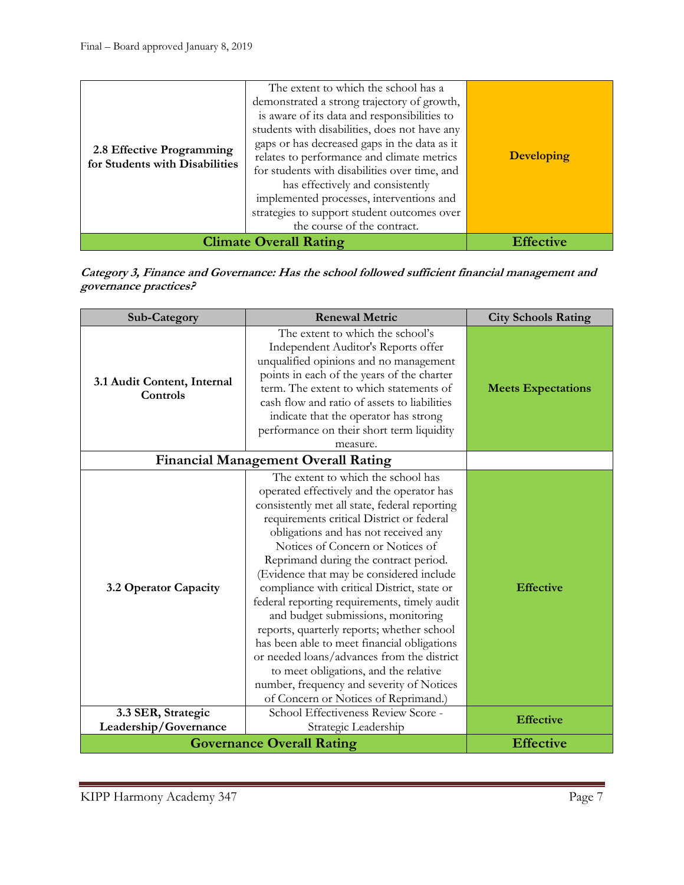| | | |
|---|---|---|
| **2.8 Effective Programming for Students with Disabilities** | The extent to which the school has a demonstrated a strong trajectory of growth, is aware of its data and responsibilities to students with disabilities, does not have any gaps or has decreased gaps in the data as it relates to performance and climate metrics for students with disabilities over time, and has effectively and consistently implemented processes, interventions and strategies to support student outcomes over the course of the contract. | **Developing** |
| **Climate Overall Rating** | | **Effective** |

***Category 3, Finance and Governance: Has the school followed sufficient financial management and governance practices?***

| Sub-Category | Renewal Metric | City Schools Rating |
|---|---|---|
| **3.1 Audit Content, Internal Controls** | The extent to which the school's Independent Auditor's Reports offer unqualified opinions and no management points in each of the years of the charter term. The extent to which statements of cash flow and ratio of assets to liabilities indicate that the operator has strong performance on their short term liquidity measure. | **Meets Expectations** |
| **Financial Management Overall Rating** | | |
| **3.2 Operator Capacity** | The extent to which the school has operated effectively and the operator has consistently met all state, federal reporting requirements critical District or federal obligations and has not received any Notices of Concern or Notices of Reprimand during the contract period. (Evidence that may be considered include compliance with critical District, state or federal reporting requirements, timely audit and budget submissions, monitoring reports, quarterly reports; whether school has been able to meet financial obligations or needed loans/advances from the district to meet obligations, and the relative number, frequency and severity of Notices of Concern or Notices of Reprimand.) | **Effective** |
| **3.3 SER, Strategic Leadership/Governance** | School Effectiveness Review Score - Strategic Leadership | **Effective** |
| **Governance Overall Rating** | | **Effective** |